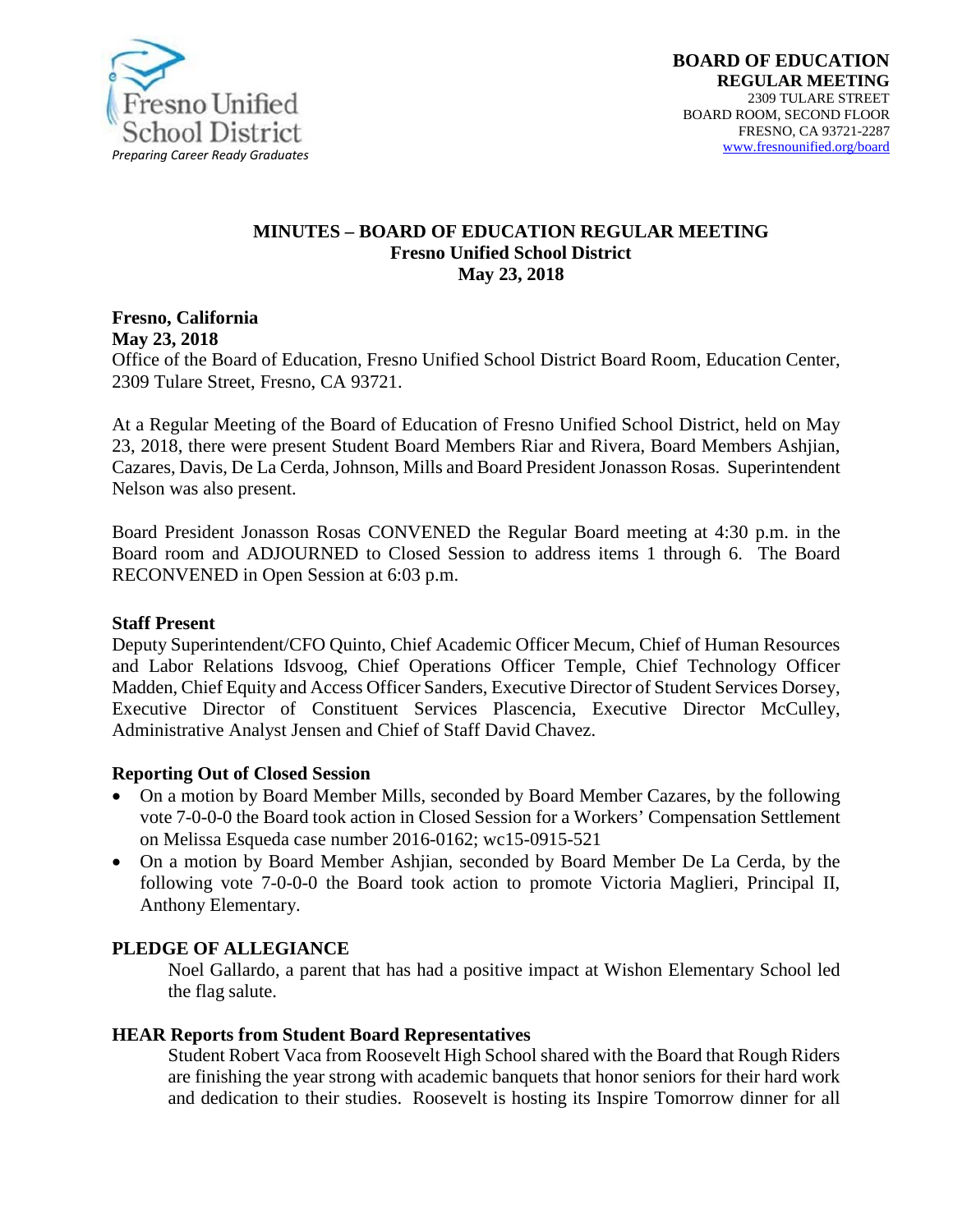Fresno Unified School District
*Preparing Career Ready Graduates*

**BOARD OF EDUCATION**
**REGULAR MEETING**
2309 TULARE STREET
BOARD ROOM, SECOND FLOOR
FRESNO, CA 93721-2287
www.fresnounified.org/board

# MINUTES – BOARD OF EDUCATION REGULAR MEETING
## Fresno Unified School District
## May 23, 2018

**Fresno, California**
**May 23, 2018**
Office of the Board of Education, Fresno Unified School District Board Room, Education Center, 2309 Tulare Street, Fresno, CA 93721.

At a Regular Meeting of the Board of Education of Fresno Unified School District, held on May 23, 2018, there were present Student Board Members Riar and Rivera, Board Members Ashjian, Cazares, Davis, De La Cerda, Johnson, Mills and Board President Jonasson Rosas. Superintendent Nelson was also present.

Board President Jonasson Rosas CONVENED the Regular Board meeting at 4:30 p.m. in the Board room and ADJOURNED to Closed Session to address items 1 through 6. The Board RECONVENED in Open Session at 6:03 p.m.

**Staff Present**
Deputy Superintendent/CFO Quinto, Chief Academic Officer Mecum, Chief of Human Resources and Labor Relations Idsvoog, Chief Operations Officer Temple, Chief Technology Officer Madden, Chief Equity and Access Officer Sanders, Executive Director of Student Services Dorsey, Executive Director of Constituent Services Plascencia, Executive Director McCulley, Administrative Analyst Jensen and Chief of Staff David Chavez.

**Reporting Out of Closed Session**

- On a motion by Board Member Mills, seconded by Board Member Cazares, by the following vote 7-0-0-0 the Board took action in Closed Session for a Workers' Compensation Settlement on Melissa Esqueda case number 2016-0162; wc15-0915-521
- On a motion by Board Member Ashjian, seconded by Board Member De La Cerda, by the following vote 7-0-0-0 the Board took action to promote Victoria Maglieri, Principal II, Anthony Elementary.

**PLEDGE OF ALLEGIANCE**

Noel Gallardo, a parent that has had a positive impact at Wishon Elementary School led the flag salute.

**HEAR Reports from Student Board Representatives**

Student Robert Vaca from Roosevelt High School shared with the Board that Rough Riders are finishing the year strong with academic banquets that honor seniors for their hard work and dedication to their studies. Roosevelt is hosting its Inspire Tomorrow dinner for all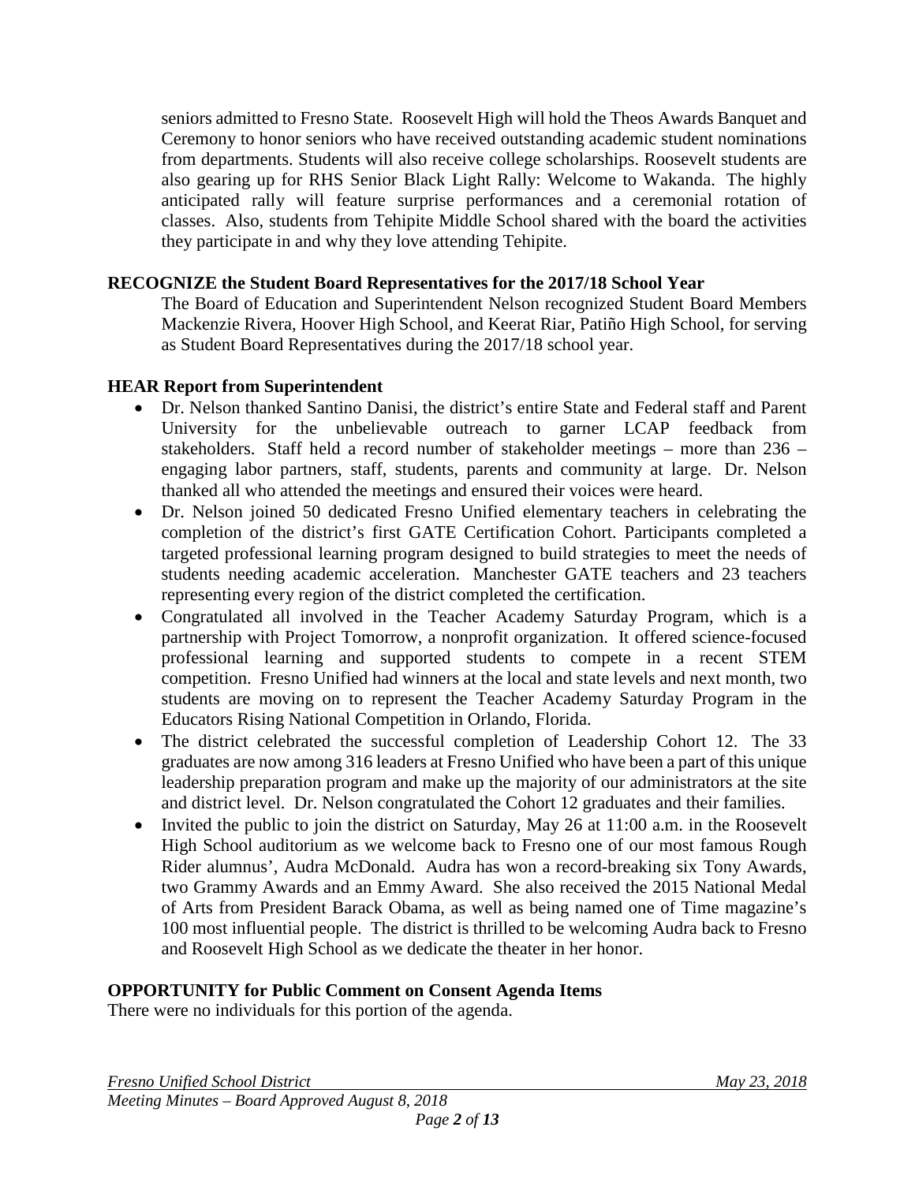seniors admitted to Fresno State. Roosevelt High will hold the Theos Awards Banquet and Ceremony to honor seniors who have received outstanding academic student nominations from departments. Students will also receive college scholarships. Roosevelt students are also gearing up for RHS Senior Black Light Rally: Welcome to Wakanda. The highly anticipated rally will feature surprise performances and a ceremonial rotation of classes. Also, students from Tehipite Middle School shared with the board the activities they participate in and why they love attending Tehipite.

**RECOGNIZE the Student Board Representatives for the 2017/18 School Year**

The Board of Education and Superintendent Nelson recognized Student Board Members Mackenzie Rivera, Hoover High School, and Keerat Riar, Patiño High School, for serving as Student Board Representatives during the 2017/18 school year.

**HEAR Report from Superintendent**

- Dr. Nelson thanked Santino Danisi, the district's entire State and Federal staff and Parent University for the unbelievable outreach to garner LCAP feedback from stakeholders. Staff held a record number of stakeholder meetings – more than 236 – engaging labor partners, staff, students, parents and community at large. Dr. Nelson thanked all who attended the meetings and ensured their voices were heard.
- Dr. Nelson joined 50 dedicated Fresno Unified elementary teachers in celebrating the completion of the district's first GATE Certification Cohort. Participants completed a targeted professional learning program designed to build strategies to meet the needs of students needing academic acceleration. Manchester GATE teachers and 23 teachers representing every region of the district completed the certification.
- Congratulated all involved in the Teacher Academy Saturday Program, which is a partnership with Project Tomorrow, a nonprofit organization. It offered science-focused professional learning and supported students to compete in a recent STEM competition. Fresno Unified had winners at the local and state levels and next month, two students are moving on to represent the Teacher Academy Saturday Program in the Educators Rising National Competition in Orlando, Florida.
- The district celebrated the successful completion of Leadership Cohort 12. The 33 graduates are now among 316 leaders at Fresno Unified who have been a part of this unique leadership preparation program and make up the majority of our administrators at the site and district level. Dr. Nelson congratulated the Cohort 12 graduates and their families.
- Invited the public to join the district on Saturday, May 26 at 11:00 a.m. in the Roosevelt High School auditorium as we welcome back to Fresno one of our most famous Rough Rider alumnus', Audra McDonald. Audra has won a record-breaking six Tony Awards, two Grammy Awards and an Emmy Award. She also received the 2015 National Medal of Arts from President Barack Obama, as well as being named one of Time magazine's 100 most influential people. The district is thrilled to be welcoming Audra back to Fresno and Roosevelt High School as we dedicate the theater in her honor.

**OPPORTUNITY for Public Comment on Consent Agenda Items**

There were no individuals for this portion of the agenda.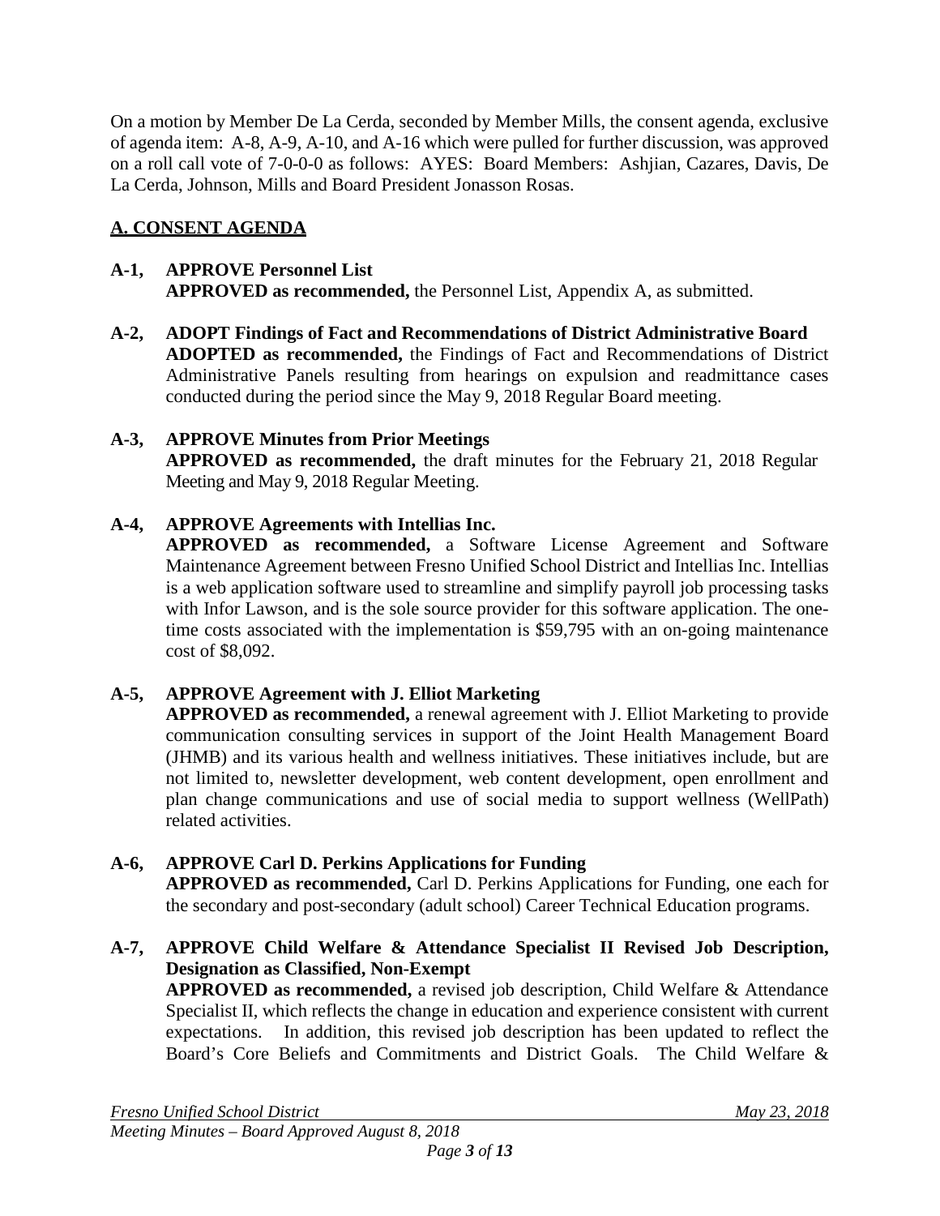On a motion by Member De La Cerda, seconded by Member Mills, the consent agenda, exclusive of agenda item: A-8, A-9, A-10, and A-16 which were pulled for further discussion, was approved on a roll call vote of 7-0-0-0 as follows: AYES: Board Members: Ashjian, Cazares, Davis, De La Cerda, Johnson, Mills and Board President Jonasson Rosas.

## A. CONSENT AGENDA

**A-1, APPROVE Personnel List**
**APPROVED as recommended,** the Personnel List, Appendix A, as submitted.

**A-2, ADOPT Findings of Fact and Recommendations of District Administrative Board**
**ADOPTED as recommended,** the Findings of Fact and Recommendations of District Administrative Panels resulting from hearings on expulsion and readmittance cases conducted during the period since the May 9, 2018 Regular Board meeting.

**A-3, APPROVE Minutes from Prior Meetings**
**APPROVED as recommended,** the draft minutes for the February 21, 2018 Regular Meeting and May 9, 2018 Regular Meeting.

**A-4, APPROVE Agreements with Intellias Inc.**
**APPROVED as recommended,** a Software License Agreement and Software Maintenance Agreement between Fresno Unified School District and Intellias Inc. Intellias is a web application software used to streamline and simplify payroll job processing tasks with Infor Lawson, and is the sole source provider for this software application. The one-time costs associated with the implementation is $59,795 with an on-going maintenance cost of $8,092.

**A-5, APPROVE Agreement with J. Elliot Marketing**
**APPROVED as recommended,** a renewal agreement with J. Elliot Marketing to provide communication consulting services in support of the Joint Health Management Board (JHMB) and its various health and wellness initiatives. These initiatives include, but are not limited to, newsletter development, web content development, open enrollment and plan change communications and use of social media to support wellness (WellPath) related activities.

**A-6, APPROVE Carl D. Perkins Applications for Funding**
**APPROVED as recommended,** Carl D. Perkins Applications for Funding, one each for the secondary and post-secondary (adult school) Career Technical Education programs.

**A-7, APPROVE Child Welfare & Attendance Specialist II Revised Job Description, Designation as Classified, Non-Exempt**
**APPROVED as recommended,** a revised job description, Child Welfare & Attendance Specialist II, which reflects the change in education and experience consistent with current expectations. In addition, this revised job description has been updated to reflect the Board's Core Beliefs and Commitments and District Goals. The Child Welfare &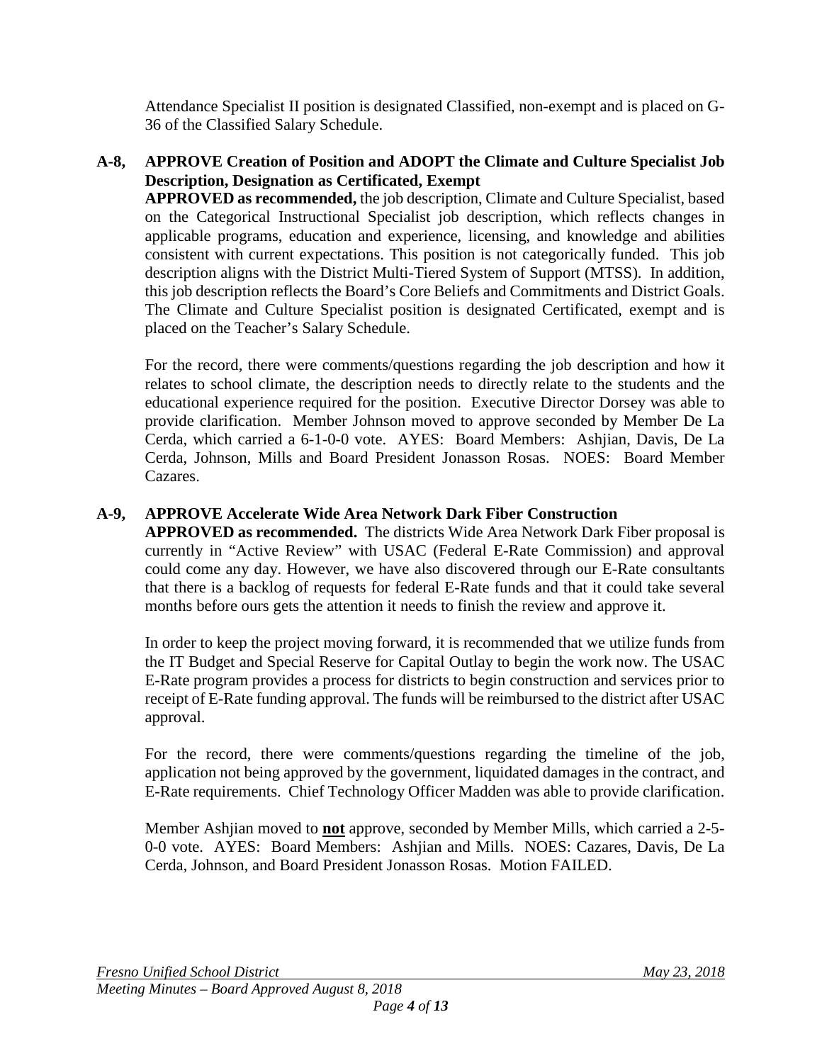Attendance Specialist II position is designated Classified, non-exempt and is placed on G-36 of the Classified Salary Schedule.

**A-8, APPROVE Creation of Position and ADOPT the Climate and Culture Specialist Job Description, Designation as Certificated, Exempt**

**APPROVED as recommended,** the job description, Climate and Culture Specialist, based on the Categorical Instructional Specialist job description, which reflects changes in applicable programs, education and experience, licensing, and knowledge and abilities consistent with current expectations. This position is not categorically funded. This job description aligns with the District Multi-Tiered System of Support (MTSS). In addition, this job description reflects the Board's Core Beliefs and Commitments and District Goals. The Climate and Culture Specialist position is designated Certificated, exempt and is placed on the Teacher's Salary Schedule.

For the record, there were comments/questions regarding the job description and how it relates to school climate, the description needs to directly relate to the students and the educational experience required for the position. Executive Director Dorsey was able to provide clarification. Member Johnson moved to approve seconded by Member De La Cerda, which carried a 6-1-0-0 vote. AYES: Board Members: Ashjian, Davis, De La Cerda, Johnson, Mills and Board President Jonasson Rosas. NOES: Board Member Cazares.

**A-9, APPROVE Accelerate Wide Area Network Dark Fiber Construction**

**APPROVED as recommended.** The districts Wide Area Network Dark Fiber proposal is currently in "Active Review" with USAC (Federal E-Rate Commission) and approval could come any day. However, we have also discovered through our E-Rate consultants that there is a backlog of requests for federal E-Rate funds and that it could take several months before ours gets the attention it needs to finish the review and approve it.

In order to keep the project moving forward, it is recommended that we utilize funds from the IT Budget and Special Reserve for Capital Outlay to begin the work now. The USAC E-Rate program provides a process for districts to begin construction and services prior to receipt of E-Rate funding approval. The funds will be reimbursed to the district after USAC approval.

For the record, there were comments/questions regarding the timeline of the job, application not being approved by the government, liquidated damages in the contract, and E-Rate requirements. Chief Technology Officer Madden was able to provide clarification.

Member Ashjian moved to **not** approve, seconded by Member Mills, which carried a 2-5-0-0 vote. AYES: Board Members: Ashjian and Mills. NOES: Cazares, Davis, De La Cerda, Johnson, and Board President Jonasson Rosas. Motion FAILED.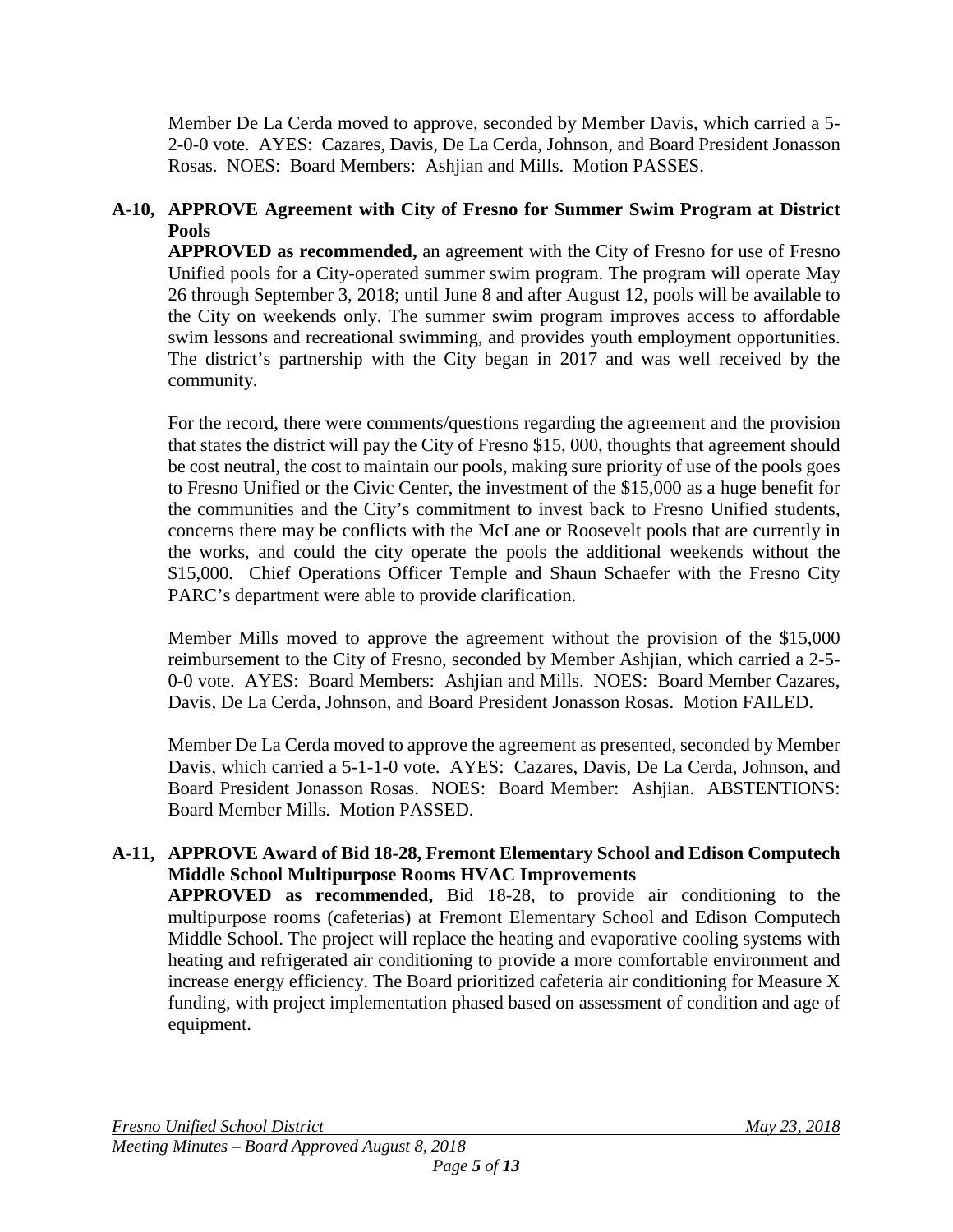Member De La Cerda moved to approve, seconded by Member Davis, which carried a 5-2-0-0 vote. AYES: Cazares, Davis, De La Cerda, Johnson, and Board President Jonasson Rosas. NOES: Board Members: Ashjian and Mills. Motion PASSES.

**A-10, APPROVE Agreement with City of Fresno for Summer Swim Program at District Pools**

**APPROVED as recommended,** an agreement with the City of Fresno for use of Fresno Unified pools for a City-operated summer swim program. The program will operate May 26 through September 3, 2018; until June 8 and after August 12, pools will be available to the City on weekends only. The summer swim program improves access to affordable swim lessons and recreational swimming, and provides youth employment opportunities. The district's partnership with the City began in 2017 and was well received by the community.

For the record, there were comments/questions regarding the agreement and the provision that states the district will pay the City of Fresno $15, 000, thoughts that agreement should be cost neutral, the cost to maintain our pools, making sure priority of use of the pools goes to Fresno Unified or the Civic Center, the investment of the $15,000 as a huge benefit for the communities and the City's commitment to invest back to Fresno Unified students, concerns there may be conflicts with the McLane or Roosevelt pools that are currently in the works, and could the city operate the pools the additional weekends without the $15,000. Chief Operations Officer Temple and Shaun Schaefer with the Fresno City PARC's department were able to provide clarification.

Member Mills moved to approve the agreement without the provision of the $15,000 reimbursement to the City of Fresno, seconded by Member Ashjian, which carried a 2-5-0-0 vote. AYES: Board Members: Ashjian and Mills. NOES: Board Member Cazares, Davis, De La Cerda, Johnson, and Board President Jonasson Rosas. Motion FAILED.

Member De La Cerda moved to approve the agreement as presented, seconded by Member Davis, which carried a 5-1-1-0 vote. AYES: Cazares, Davis, De La Cerda, Johnson, and Board President Jonasson Rosas. NOES: Board Member: Ashjian. ABSTENTIONS: Board Member Mills. Motion PASSED.

**A-11, APPROVE Award of Bid 18-28, Fremont Elementary School and Edison Computech Middle School Multipurpose Rooms HVAC Improvements**

**APPROVED as recommended,** Bid 18-28, to provide air conditioning to the multipurpose rooms (cafeterias) at Fremont Elementary School and Edison Computech Middle School. The project will replace the heating and evaporative cooling systems with heating and refrigerated air conditioning to provide a more comfortable environment and increase energy efficiency. The Board prioritized cafeteria air conditioning for Measure X funding, with project implementation phased based on assessment of condition and age of equipment.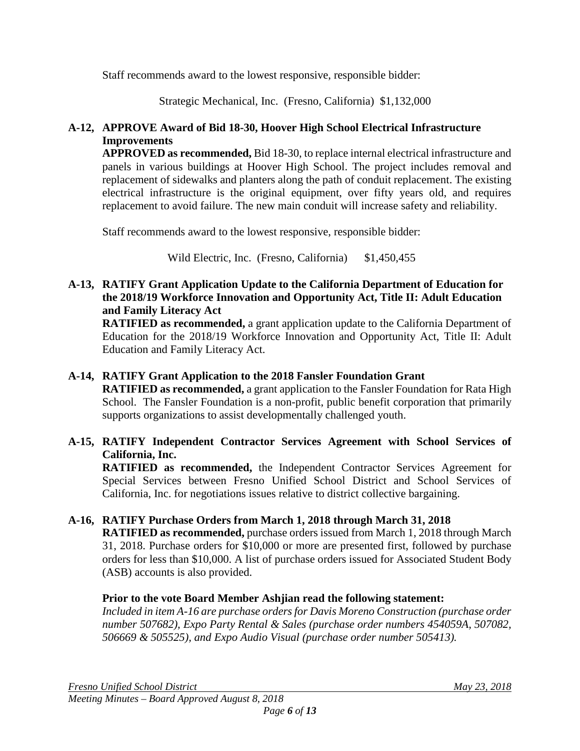Staff recommends award to the lowest responsive, responsible bidder:

Strategic Mechanical, Inc. (Fresno, California) $1,132,000

**A-12, APPROVE Award of Bid 18-30, Hoover High School Electrical Infrastructure Improvements**

**APPROVED as recommended,** Bid 18-30, to replace internal electrical infrastructure and panels in various buildings at Hoover High School. The project includes removal and replacement of sidewalks and planters along the path of conduit replacement. The existing electrical infrastructure is the original equipment, over fifty years old, and requires replacement to avoid failure. The new main conduit will increase safety and reliability.

Staff recommends award to the lowest responsive, responsible bidder:

Wild Electric, Inc. (Fresno, California) $1,450,455

**A-13, RATIFY Grant Application Update to the California Department of Education for the 2018/19 Workforce Innovation and Opportunity Act, Title II: Adult Education and Family Literacy Act**

**RATIFIED as recommended,** a grant application update to the California Department of Education for the 2018/19 Workforce Innovation and Opportunity Act, Title II: Adult Education and Family Literacy Act.

**A-14, RATIFY Grant Application to the 2018 Fansler Foundation Grant**

**RATIFIED as recommended,** a grant application to the Fansler Foundation for Rata High School. The Fansler Foundation is a non-profit, public benefit corporation that primarily supports organizations to assist developmentally challenged youth.

**A-15, RATIFY Independent Contractor Services Agreement with School Services of California, Inc.**

**RATIFIED as recommended,** the Independent Contractor Services Agreement for Special Services between Fresno Unified School District and School Services of California, Inc. for negotiations issues relative to district collective bargaining.

**A-16, RATIFY Purchase Orders from March 1, 2018 through March 31, 2018**

**RATIFIED as recommended,** purchase orders issued from March 1, 2018 through March 31, 2018. Purchase orders for $10,000 or more are presented first, followed by purchase orders for less than $10,000. A list of purchase orders issued for Associated Student Body (ASB) accounts is also provided.

**Prior to the vote Board Member Ashjian read the following statement:**

*Included in item A-16 are purchase orders for Davis Moreno Construction (purchase order number 507682), Expo Party Rental & Sales (purchase order numbers 454059A, 507082, 506669 & 505525), and Expo Audio Visual (purchase order number 505413).*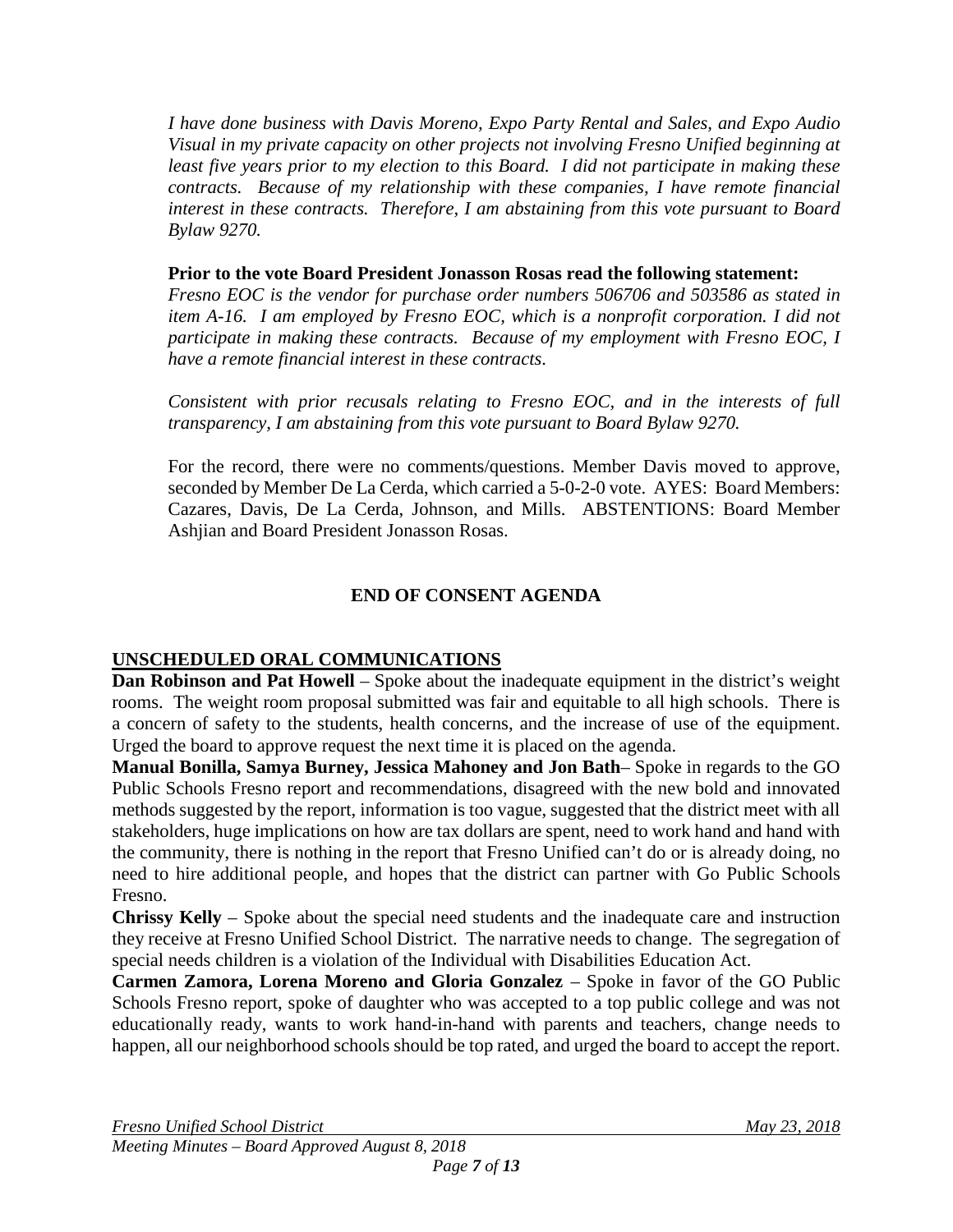*I have done business with Davis Moreno, Expo Party Rental and Sales, and Expo Audio Visual in my private capacity on other projects not involving Fresno Unified beginning at least five years prior to my election to this Board. I did not participate in making these contracts. Because of my relationship with these companies, I have remote financial interest in these contracts. Therefore, I am abstaining from this vote pursuant to Board Bylaw 9270.*

**Prior to the vote Board President Jonasson Rosas read the following statement:**
*Fresno EOC is the vendor for purchase order numbers 506706 and 503586 as stated in item A-16. I am employed by Fresno EOC, which is a nonprofit corporation. I did not participate in making these contracts. Because of my employment with Fresno EOC, I have a remote financial interest in these contracts.*

*Consistent with prior recusals relating to Fresno EOC, and in the interests of full transparency, I am abstaining from this vote pursuant to Board Bylaw 9270.*

For the record, there were no comments/questions. Member Davis moved to approve, seconded by Member De La Cerda, which carried a 5-0-2-0 vote. AYES: Board Members: Cazares, Davis, De La Cerda, Johnson, and Mills. ABSTENTIONS: Board Member Ashjian and Board President Jonasson Rosas.

**END OF CONSENT AGENDA**

## UNSCHEDULED ORAL COMMUNICATIONS

**Dan Robinson and Pat Howell** – Spoke about the inadequate equipment in the district's weight rooms. The weight room proposal submitted was fair and equitable to all high schools. There is a concern of safety to the students, health concerns, and the increase of use of the equipment. Urged the board to approve request the next time it is placed on the agenda.

**Manual Bonilla, Samya Burney, Jessica Mahoney and Jon Bath**– Spoke in regards to the GO Public Schools Fresno report and recommendations, disagreed with the new bold and innovated methods suggested by the report, information is too vague, suggested that the district meet with all stakeholders, huge implications on how are tax dollars are spent, need to work hand and hand with the community, there is nothing in the report that Fresno Unified can't do or is already doing, no need to hire additional people, and hopes that the district can partner with Go Public Schools Fresno.

**Chrissy Kelly** – Spoke about the special need students and the inadequate care and instruction they receive at Fresno Unified School District. The narrative needs to change. The segregation of special needs children is a violation of the Individual with Disabilities Education Act.

**Carmen Zamora, Lorena Moreno and Gloria Gonzalez** – Spoke in favor of the GO Public Schools Fresno report, spoke of daughter who was accepted to a top public college and was not educationally ready, wants to work hand-in-hand with parents and teachers, change needs to happen, all our neighborhood schools should be top rated, and urged the board to accept the report.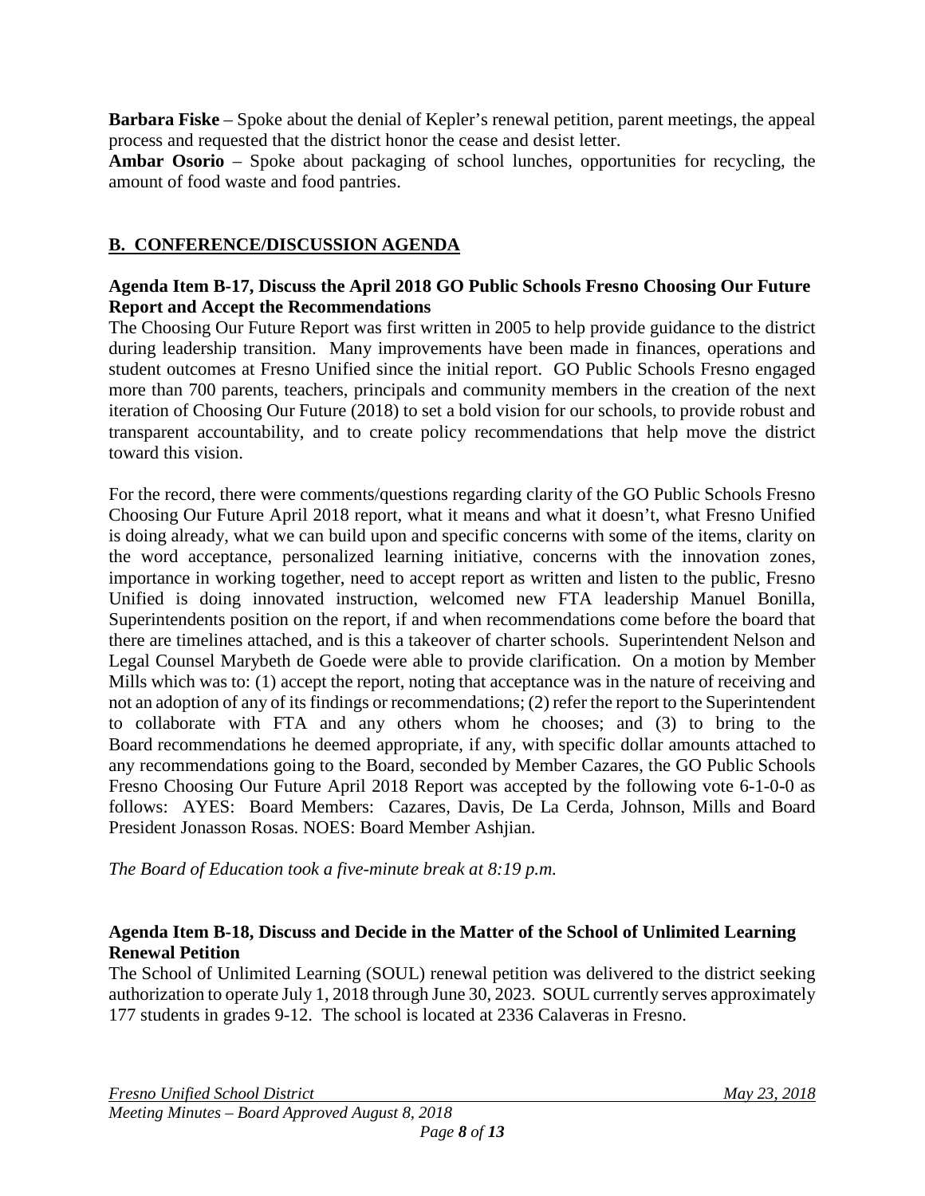**Barbara Fiske** – Spoke about the denial of Kepler's renewal petition, parent meetings, the appeal process and requested that the district honor the cease and desist letter.

**Ambar Osorio** – Spoke about packaging of school lunches, opportunities for recycling, the amount of food waste and food pantries.

## B. CONFERENCE/DISCUSSION AGENDA

**Agenda Item B-17, Discuss the April 2018 GO Public Schools Fresno Choosing Our Future Report and Accept the Recommendations**

The Choosing Our Future Report was first written in 2005 to help provide guidance to the district during leadership transition. Many improvements have been made in finances, operations and student outcomes at Fresno Unified since the initial report. GO Public Schools Fresno engaged more than 700 parents, teachers, principals and community members in the creation of the next iteration of Choosing Our Future (2018) to set a bold vision for our schools, to provide robust and transparent accountability, and to create policy recommendations that help move the district toward this vision.

For the record, there were comments/questions regarding clarity of the GO Public Schools Fresno Choosing Our Future April 2018 report, what it means and what it doesn't, what Fresno Unified is doing already, what we can build upon and specific concerns with some of the items, clarity on the word acceptance, personalized learning initiative, concerns with the innovation zones, importance in working together, need to accept report as written and listen to the public, Fresno Unified is doing innovated instruction, welcomed new FTA leadership Manuel Bonilla, Superintendents position on the report, if and when recommendations come before the board that there are timelines attached, and is this a takeover of charter schools. Superintendent Nelson and Legal Counsel Marybeth de Goede were able to provide clarification. On a motion by Member Mills which was to: (1) accept the report, noting that acceptance was in the nature of receiving and not an adoption of any of its findings or recommendations; (2) refer the report to the Superintendent to collaborate with FTA and any others whom he chooses; and (3) to bring to the Board recommendations he deemed appropriate, if any, with specific dollar amounts attached to any recommendations going to the Board, seconded by Member Cazares, the GO Public Schools Fresno Choosing Our Future April 2018 Report was accepted by the following vote 6-1-0-0 as follows: AYES: Board Members: Cazares, Davis, De La Cerda, Johnson, Mills and Board President Jonasson Rosas. NOES: Board Member Ashjian.

*The Board of Education took a five-minute break at 8:19 p.m.*

**Agenda Item B-18, Discuss and Decide in the Matter of the School of Unlimited Learning Renewal Petition**

The School of Unlimited Learning (SOUL) renewal petition was delivered to the district seeking authorization to operate July 1, 2018 through June 30, 2023. SOUL currently serves approximately 177 students in grades 9-12. The school is located at 2336 Calaveras in Fresno.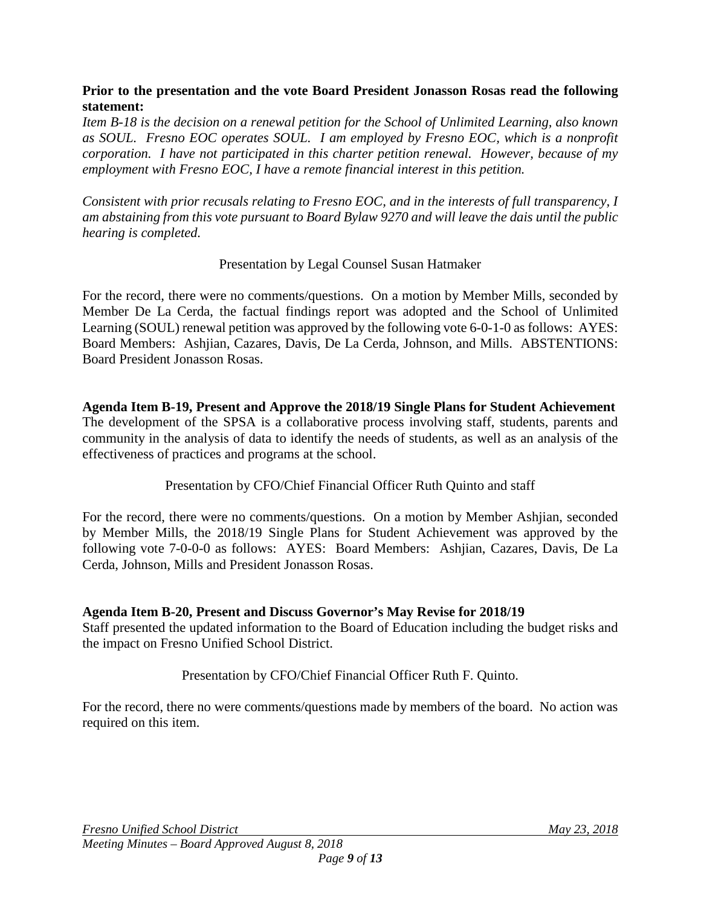**Prior to the presentation and the vote Board President Jonasson Rosas read the following statement:**

*Item B-18 is the decision on a renewal petition for the School of Unlimited Learning, also known as SOUL. Fresno EOC operates SOUL. I am employed by Fresno EOC, which is a nonprofit corporation. I have not participated in this charter petition renewal. However, because of my employment with Fresno EOC, I have a remote financial interest in this petition.*

*Consistent with prior recusals relating to Fresno EOC, and in the interests of full transparency, I am abstaining from this vote pursuant to Board Bylaw 9270 and will leave the dais until the public hearing is completed.*

Presentation by Legal Counsel Susan Hatmaker

For the record, there were no comments/questions. On a motion by Member Mills, seconded by Member De La Cerda, the factual findings report was adopted and the School of Unlimited Learning (SOUL) renewal petition was approved by the following vote 6-0-1-0 as follows: AYES: Board Members: Ashjian, Cazares, Davis, De La Cerda, Johnson, and Mills. ABSTENTIONS: Board President Jonasson Rosas.

**Agenda Item B-19, Present and Approve the 2018/19 Single Plans for Student Achievement**

The development of the SPSA is a collaborative process involving staff, students, parents and community in the analysis of data to identify the needs of students, as well as an analysis of the effectiveness of practices and programs at the school.

Presentation by CFO/Chief Financial Officer Ruth Quinto and staff

For the record, there were no comments/questions. On a motion by Member Ashjian, seconded by Member Mills, the 2018/19 Single Plans for Student Achievement was approved by the following vote 7-0-0-0 as follows: AYES: Board Members: Ashjian, Cazares, Davis, De La Cerda, Johnson, Mills and President Jonasson Rosas.

**Agenda Item B-20, Present and Discuss Governor's May Revise for 2018/19**

Staff presented the updated information to the Board of Education including the budget risks and the impact on Fresno Unified School District.

Presentation by CFO/Chief Financial Officer Ruth F. Quinto.

For the record, there no were comments/questions made by members of the board. No action was required on this item.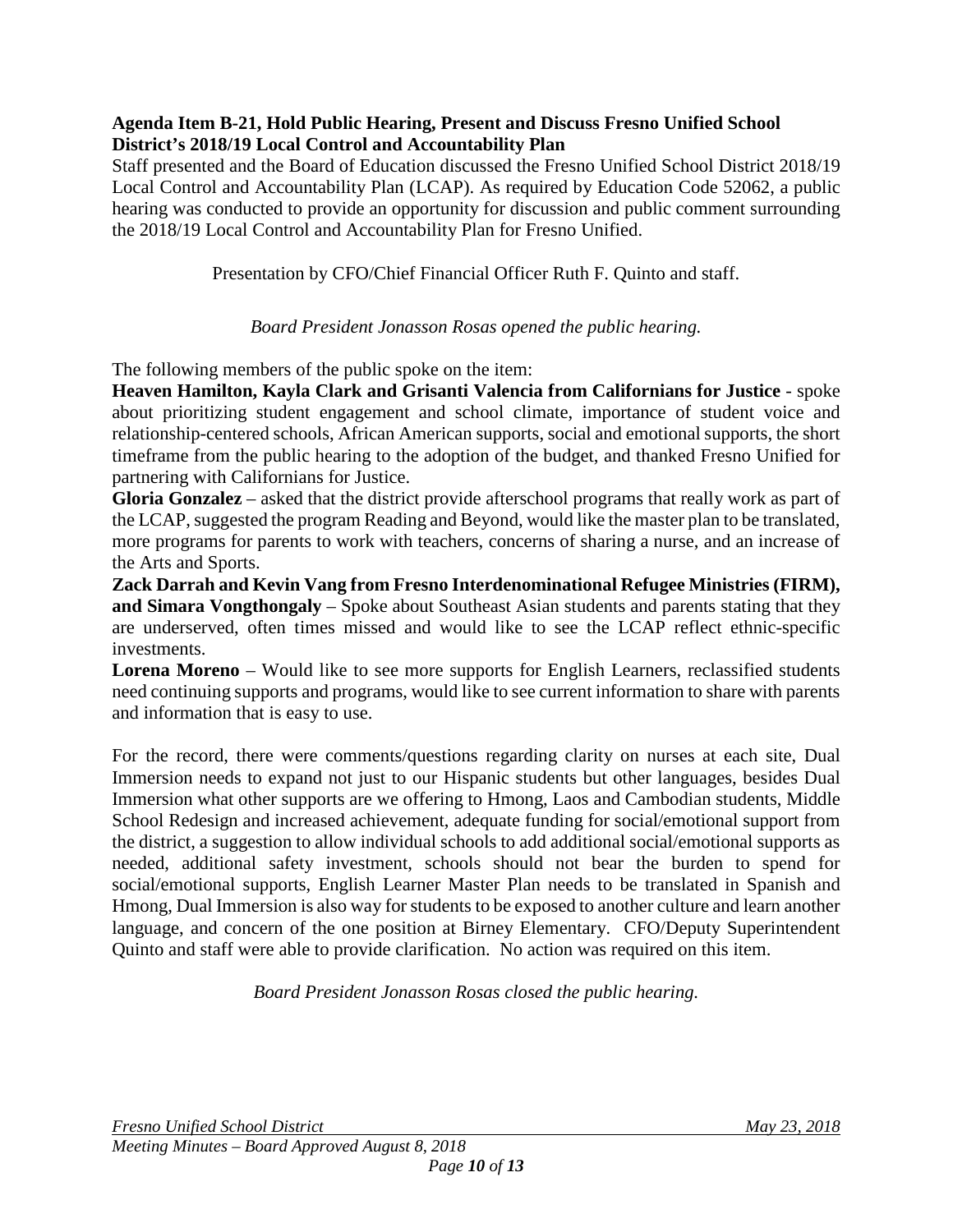**Agenda Item B-21, Hold Public Hearing, Present and Discuss Fresno Unified School District's 2018/19 Local Control and Accountability Plan**

Staff presented and the Board of Education discussed the Fresno Unified School District 2018/19 Local Control and Accountability Plan (LCAP). As required by Education Code 52062, a public hearing was conducted to provide an opportunity for discussion and public comment surrounding the 2018/19 Local Control and Accountability Plan for Fresno Unified.

Presentation by CFO/Chief Financial Officer Ruth F. Quinto and staff.

*Board President Jonasson Rosas opened the public hearing.*

The following members of the public spoke on the item:

**Heaven Hamilton, Kayla Clark and Grisanti Valencia from Californians for Justice** - spoke about prioritizing student engagement and school climate, importance of student voice and relationship-centered schools, African American supports, social and emotional supports, the short timeframe from the public hearing to the adoption of the budget, and thanked Fresno Unified for partnering with Californians for Justice.

**Gloria Gonzalez** – asked that the district provide afterschool programs that really work as part of the LCAP, suggested the program Reading and Beyond, would like the master plan to be translated, more programs for parents to work with teachers, concerns of sharing a nurse, and an increase of the Arts and Sports.

**Zack Darrah and Kevin Vang from Fresno Interdenominational Refugee Ministries (FIRM), and Simara Vongthongaly** – Spoke about Southeast Asian students and parents stating that they are underserved, often times missed and would like to see the LCAP reflect ethnic-specific investments.

**Lorena Moreno** – Would like to see more supports for English Learners, reclassified students need continuing supports and programs, would like to see current information to share with parents and information that is easy to use.

For the record, there were comments/questions regarding clarity on nurses at each site, Dual Immersion needs to expand not just to our Hispanic students but other languages, besides Dual Immersion what other supports are we offering to Hmong, Laos and Cambodian students, Middle School Redesign and increased achievement, adequate funding for social/emotional support from the district, a suggestion to allow individual schools to add additional social/emotional supports as needed, additional safety investment, schools should not bear the burden to spend for social/emotional supports, English Learner Master Plan needs to be translated in Spanish and Hmong, Dual Immersion is also way for students to be exposed to another culture and learn another language, and concern of the one position at Birney Elementary. CFO/Deputy Superintendent Quinto and staff were able to provide clarification. No action was required on this item.

*Board President Jonasson Rosas closed the public hearing.*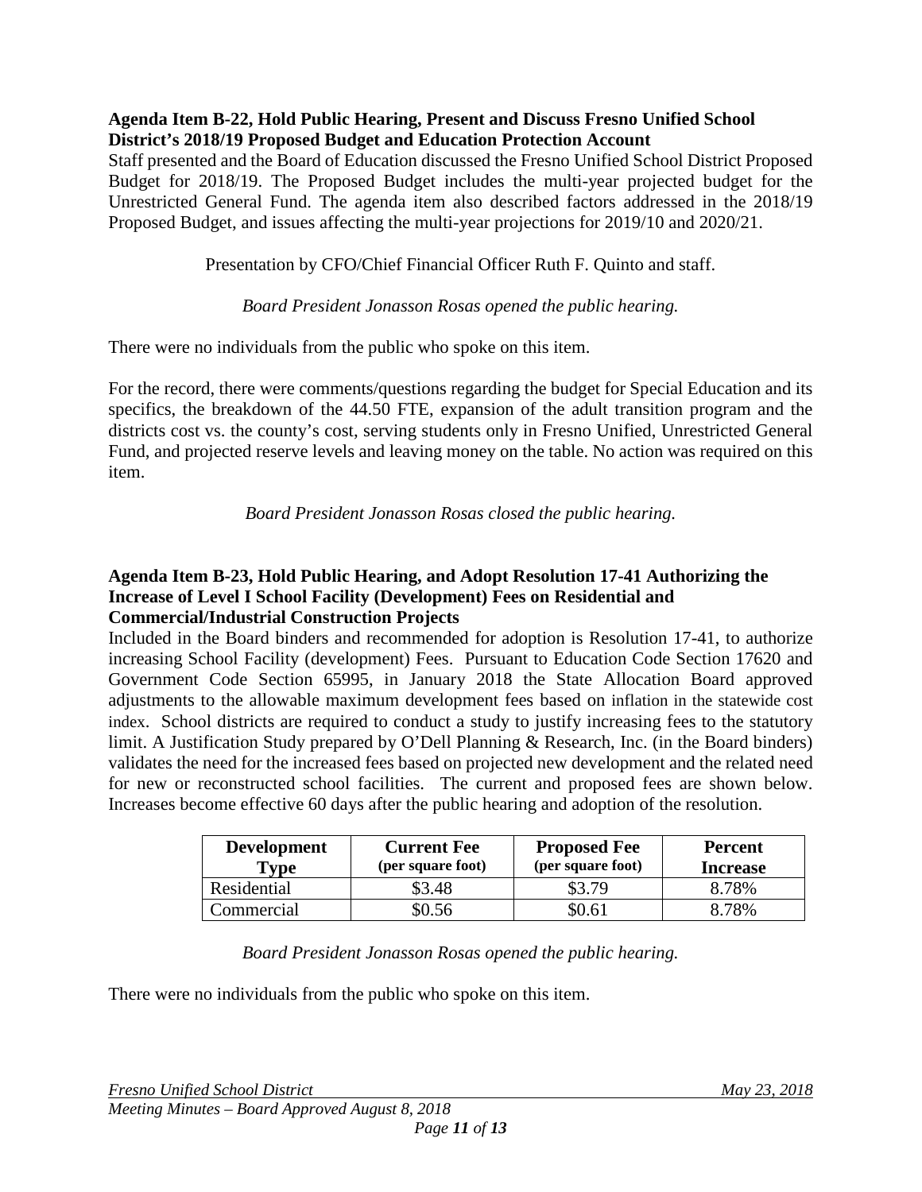**Agenda Item B-22, Hold Public Hearing, Present and Discuss Fresno Unified School District's 2018/19 Proposed Budget and Education Protection Account**

Staff presented and the Board of Education discussed the Fresno Unified School District Proposed Budget for 2018/19. The Proposed Budget includes the multi-year projected budget for the Unrestricted General Fund. The agenda item also described factors addressed in the 2018/19 Proposed Budget, and issues affecting the multi-year projections for 2019/10 and 2020/21.

Presentation by CFO/Chief Financial Officer Ruth F. Quinto and staff.

*Board President Jonasson Rosas opened the public hearing.*

There were no individuals from the public who spoke on this item.

For the record, there were comments/questions regarding the budget for Special Education and its specifics, the breakdown of the 44.50 FTE, expansion of the adult transition program and the districts cost vs. the county's cost, serving students only in Fresno Unified, Unrestricted General Fund, and projected reserve levels and leaving money on the table. No action was required on this item.

*Board President Jonasson Rosas closed the public hearing.*

**Agenda Item B-23, Hold Public Hearing, and Adopt Resolution 17-41 Authorizing the Increase of Level I School Facility (Development) Fees on Residential and Commercial/Industrial Construction Projects**

Included in the Board binders and recommended for adoption is Resolution 17-41, to authorize increasing School Facility (development) Fees. Pursuant to Education Code Section 17620 and Government Code Section 65995, in January 2018 the State Allocation Board approved adjustments to the allowable maximum development fees based on inflation in the statewide cost index. School districts are required to conduct a study to justify increasing fees to the statutory limit. A Justification Study prepared by O'Dell Planning & Research, Inc. (in the Board binders) validates the need for the increased fees based on projected new development and the related need for new or reconstructed school facilities. The current and proposed fees are shown below. Increases become effective 60 days after the public hearing and adoption of the resolution.

| Development Type | Current Fee (per square foot) | Proposed Fee (per square foot) | Percent Increase |
|---|---|---|---|
| Residential | $3.48 | $3.79 | 8.78% |
| Commercial | $0.56 | $0.61 | 8.78% |

*Board President Jonasson Rosas opened the public hearing.*

There were no individuals from the public who spoke on this item.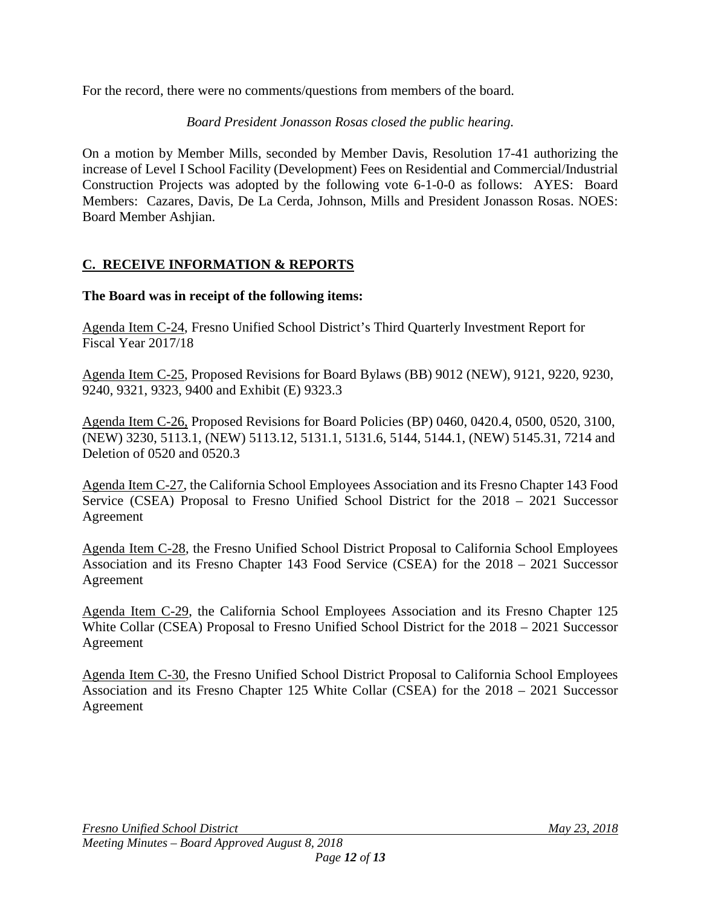For the record, there were no comments/questions from members of the board.

*Board President Jonasson Rosas closed the public hearing.*

On a motion by Member Mills, seconded by Member Davis, Resolution 17-41 authorizing the increase of Level I School Facility (Development) Fees on Residential and Commercial/Industrial Construction Projects was adopted by the following vote 6-1-0-0 as follows: AYES: Board Members: Cazares, Davis, De La Cerda, Johnson, Mills and President Jonasson Rosas. NOES: Board Member Ashjian.

## C. RECEIVE INFORMATION & REPORTS

**The Board was in receipt of the following items:**

Agenda Item C-24, Fresno Unified School District's Third Quarterly Investment Report for Fiscal Year 2017/18

Agenda Item C-25, Proposed Revisions for Board Bylaws (BB) 9012 (NEW), 9121, 9220, 9230, 9240, 9321, 9323, 9400 and Exhibit (E) 9323.3

Agenda Item C-26, Proposed Revisions for Board Policies (BP) 0460, 0420.4, 0500, 0520, 3100, (NEW) 3230, 5113.1, (NEW) 5113.12, 5131.1, 5131.6, 5144, 5144.1, (NEW) 5145.31, 7214 and Deletion of 0520 and 0520.3

Agenda Item C-27, the California School Employees Association and its Fresno Chapter 143 Food Service (CSEA) Proposal to Fresno Unified School District for the 2018 – 2021 Successor Agreement

Agenda Item C-28, the Fresno Unified School District Proposal to California School Employees Association and its Fresno Chapter 143 Food Service (CSEA) for the 2018 – 2021 Successor Agreement

Agenda Item C-29, the California School Employees Association and its Fresno Chapter 125 White Collar (CSEA) Proposal to Fresno Unified School District for the 2018 – 2021 Successor Agreement

Agenda Item C-30, the Fresno Unified School District Proposal to California School Employees Association and its Fresno Chapter 125 White Collar (CSEA) for the 2018 – 2021 Successor Agreement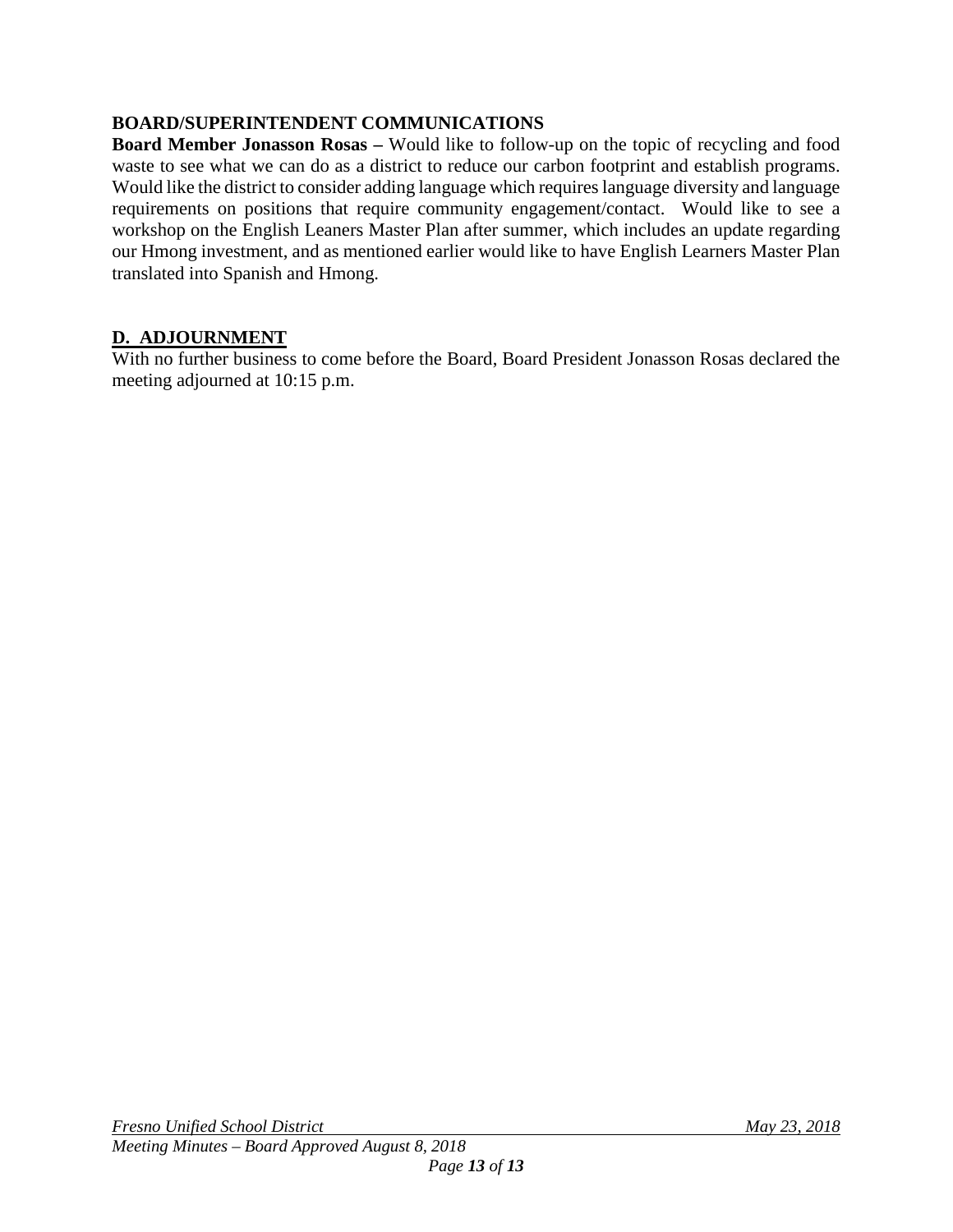**BOARD/SUPERINTENDENT COMMUNICATIONS**

**Board Member Jonasson Rosas –** Would like to follow-up on the topic of recycling and food waste to see what we can do as a district to reduce our carbon footprint and establish programs. Would like the district to consider adding language which requires language diversity and language requirements on positions that require community engagement/contact. Would like to see a workshop on the English Leaners Master Plan after summer, which includes an update regarding our Hmong investment, and as mentioned earlier would like to have English Learners Master Plan translated into Spanish and Hmong.

## D. ADJOURNMENT

With no further business to come before the Board, Board President Jonasson Rosas declared the meeting adjourned at 10:15 p.m.